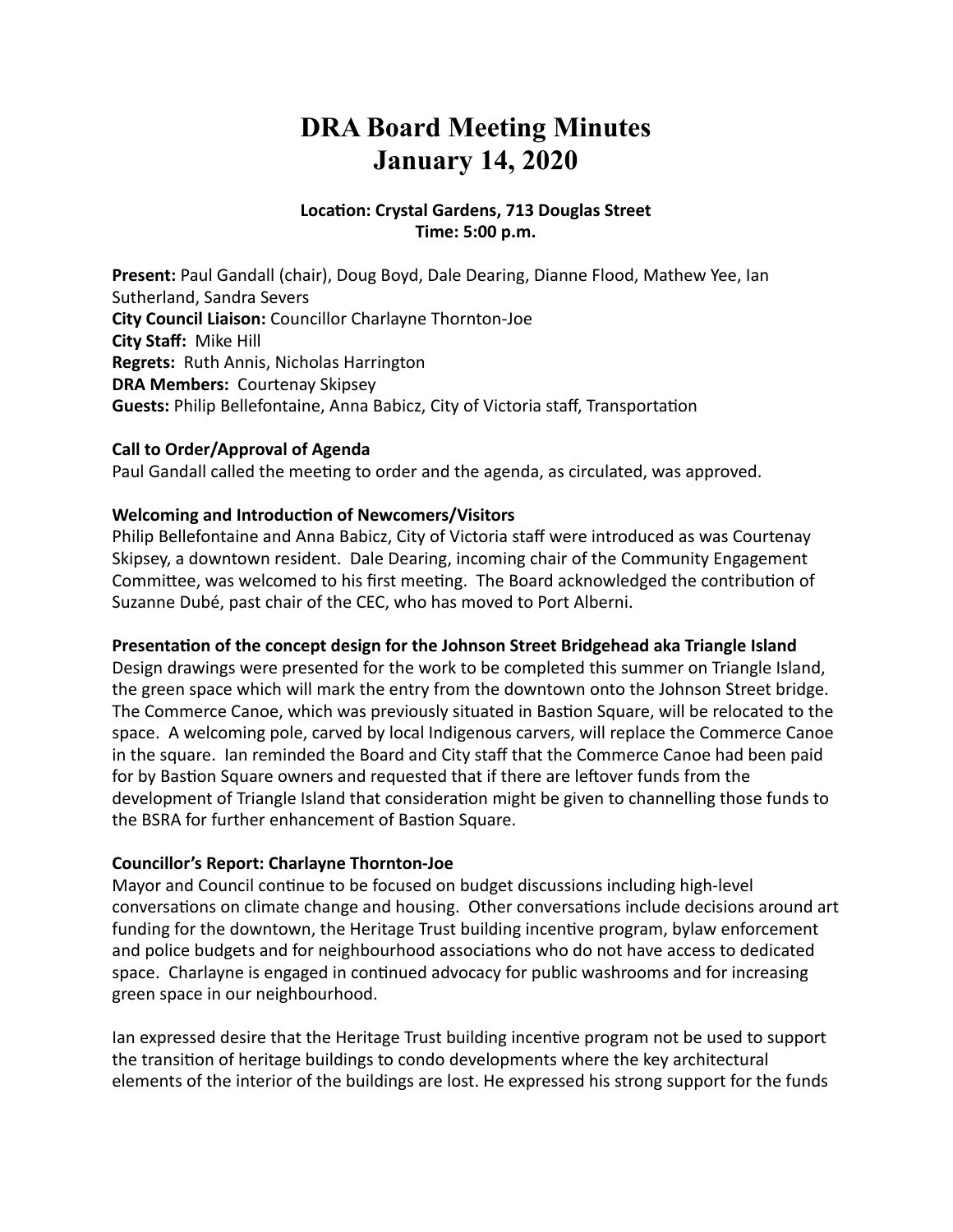# DRA Board Meeting Minutes
# January 14, 2020

**Location: Crystal Gardens, 713 Douglas Street**
**Time: 5:00 p.m.**

**Present:** Paul Gandall (chair), Doug Boyd, Dale Dearing, Dianne Flood, Mathew Yee, Ian Sutherland, Sandra Severs
**City Council Liaison:** Councillor Charlayne Thornton-Joe
**City Staff:** Mike Hill
**Regrets:** Ruth Annis, Nicholas Harrington
**DRA Members:** Courtenay Skipsey
**Guests:** Philip Bellefontaine, Anna Babicz, City of Victoria staff, Transportation

**Call to Order/Approval of Agenda**
Paul Gandall called the meeting to order and the agenda, as circulated, was approved.

**Welcoming and Introduction of Newcomers/Visitors**
Philip Bellefontaine and Anna Babicz, City of Victoria staff were introduced as was Courtenay Skipsey, a downtown resident. Dale Dearing, incoming chair of the Community Engagement Committee, was welcomed to his first meeting. The Board acknowledged the contribution of Suzanne Dubé, past chair of the CEC, who has moved to Port Alberni.

**Presentation of the concept design for the Johnson Street Bridgehead aka Triangle Island**
Design drawings were presented for the work to be completed this summer on Triangle Island, the green space which will mark the entry from the downtown onto the Johnson Street bridge. The Commerce Canoe, which was previously situated in Bastion Square, will be relocated to the space. A welcoming pole, carved by local Indigenous carvers, will replace the Commerce Canoe in the square. Ian reminded the Board and City staff that the Commerce Canoe had been paid for by Bastion Square owners and requested that if there are leftover funds from the development of Triangle Island that consideration might be given to channelling those funds to the BSRA for further enhancement of Bastion Square.

**Councillor's Report: Charlayne Thornton-Joe**
Mayor and Council continue to be focused on budget discussions including high-level conversations on climate change and housing. Other conversations include decisions around art funding for the downtown, the Heritage Trust building incentive program, bylaw enforcement and police budgets and for neighbourhood associations who do not have access to dedicated space. Charlayne is engaged in continued advocacy for public washrooms and for increasing green space in our neighbourhood.

Ian expressed desire that the Heritage Trust building incentive program not be used to support the transition of heritage buildings to condo developments where the key architectural elements of the interior of the buildings are lost. He expressed his strong support for the funds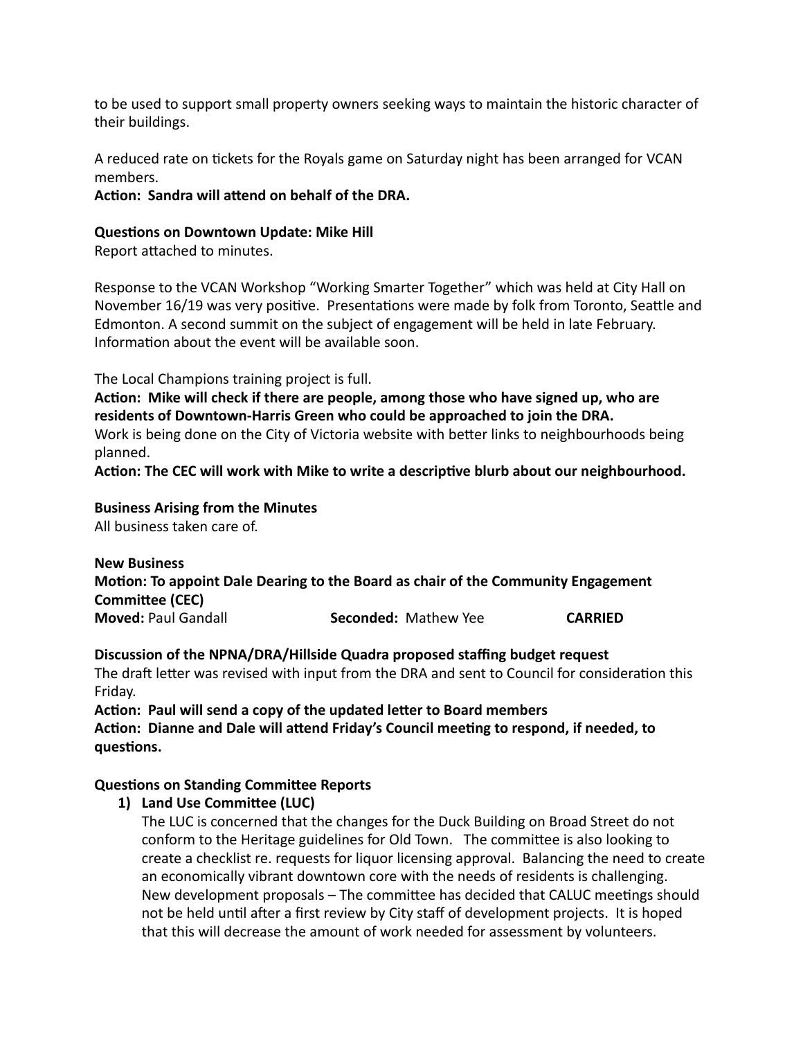to be used to support small property owners seeking ways to maintain the historic character of their buildings.

A reduced rate on tickets for the Royals game on Saturday night has been arranged for VCAN members.

**Action: Sandra will attend on behalf of the DRA.**

**Questions on Downtown Update: Mike Hill**

Report attached to minutes.

Response to the VCAN Workshop "Working Smarter Together" which was held at City Hall on November 16/19 was very positive. Presentations were made by folk from Toronto, Seattle and Edmonton. A second summit on the subject of engagement will be held in late February. Information about the event will be available soon.

The Local Champions training project is full.

**Action: Mike will check if there are people, among those who have signed up, who are residents of Downtown-Harris Green who could be approached to join the DRA.**

Work is being done on the City of Victoria website with better links to neighbourhoods being planned.

**Action: The CEC will work with Mike to write a descriptive blurb about our neighbourhood.**

**Business Arising from the Minutes**

All business taken care of.

**New Business**

**Motion: To appoint Dale Dearing to the Board as chair of the Community Engagement Committee (CEC)**

**Moved:** Paul Gandall **Seconded:** Mathew Yee **CARRIED**

**Discussion of the NPNA/DRA/Hillside Quadra proposed staffing budget request**

The draft letter was revised with input from the DRA and sent to Council for consideration this Friday.

**Action: Paul will send a copy of the updated letter to Board members**

**Action: Dianne and Dale will attend Friday's Council meeting to respond, if needed, to questions.**

**Questions on Standing Committee Reports**

1) **Land Use Committee (LUC)**

   The LUC is concerned that the changes for the Duck Building on Broad Street do not conform to the Heritage guidelines for Old Town. The committee is also looking to create a checklist re. requests for liquor licensing approval. Balancing the need to create an economically vibrant downtown core with the needs of residents is challenging. New development proposals – The committee has decided that CALUC meetings should not be held until after a first review by City staff of development projects. It is hoped that this will decrease the amount of work needed for assessment by volunteers.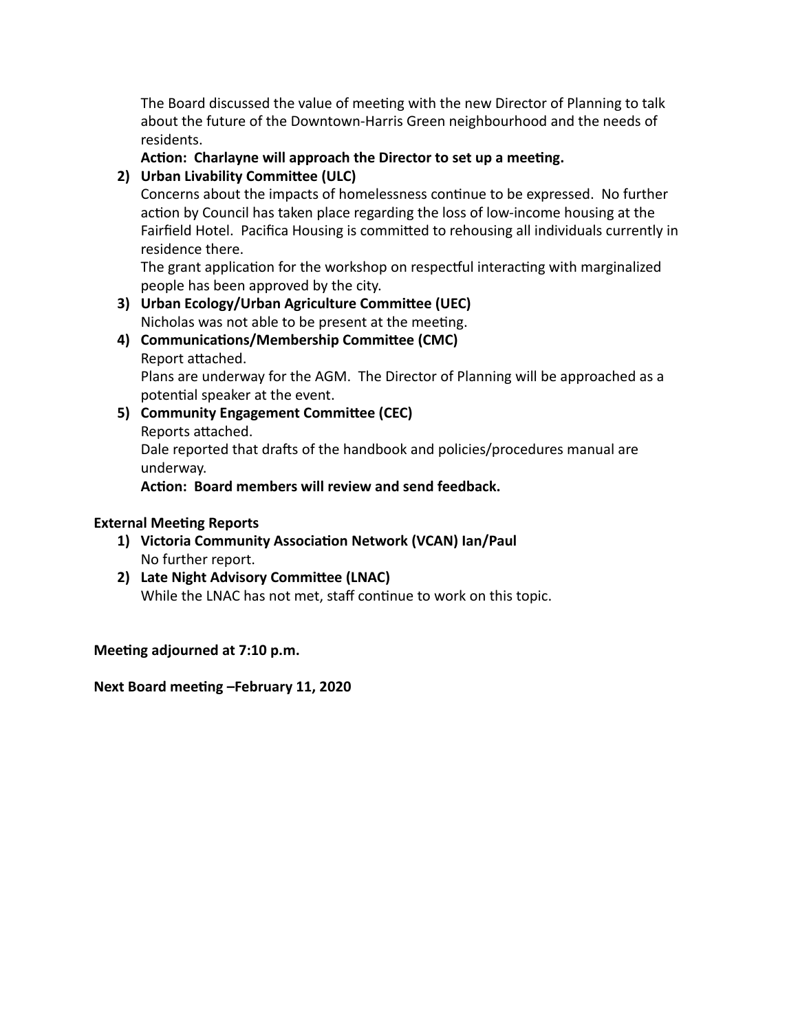The Board discussed the value of meeting with the new Director of Planning to talk about the future of the Downtown-Harris Green neighbourhood and the needs of residents.

**Action: Charlayne will approach the Director to set up a meeting.**

2) **Urban Livability Committee (ULC)**

   Concerns about the impacts of homelessness continue to be expressed. No further action by Council has taken place regarding the loss of low-income housing at the Fairfield Hotel. Pacifica Housing is committed to rehousing all individuals currently in residence there.

   The grant application for the workshop on respectful interacting with marginalized people has been approved by the city.

3) **Urban Ecology/Urban Agriculture Committee (UEC)**

   Nicholas was not able to be present at the meeting.

4) **Communications/Membership Committee (CMC)**

   Report attached.

   Plans are underway for the AGM. The Director of Planning will be approached as a potential speaker at the event.

5) **Community Engagement Committee (CEC)**

   Reports attached.

   Dale reported that drafts of the handbook and policies/procedures manual are underway.

   **Action: Board members will review and send feedback.**

**External Meeting Reports**

1) **Victoria Community Association Network (VCAN) Ian/Paul**

   No further report.

2) **Late Night Advisory Committee (LNAC)**

   While the LNAC has not met, staff continue to work on this topic.

**Meeting adjourned at 7:10 p.m.**

**Next Board meeting –February 11, 2020**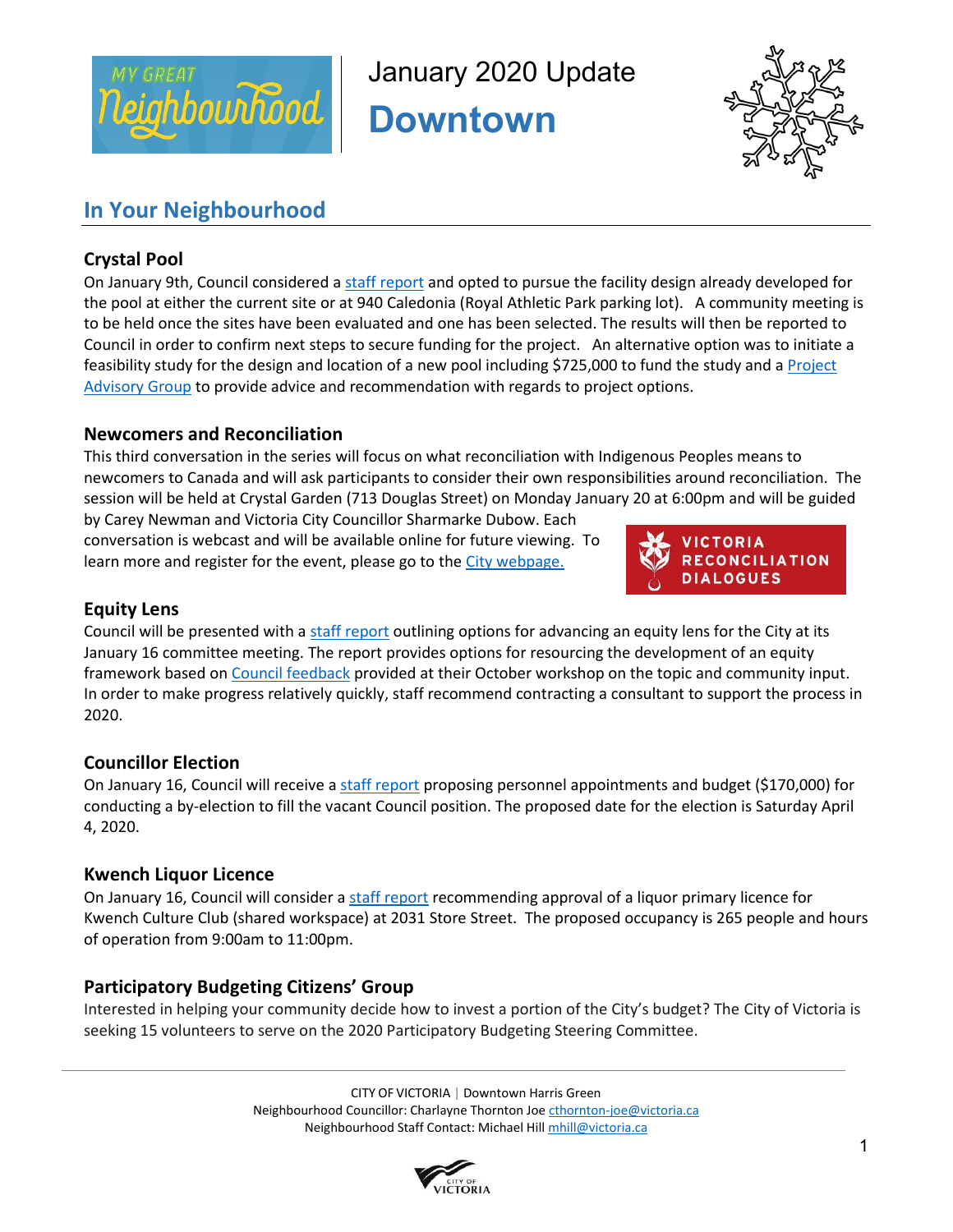# January 2020 Update

# Downtown

## In Your Neighbourhood

### Crystal Pool

On January 9th, Council considered a staff report and opted to pursue the facility design already developed for the pool at either the current site or at 940 Caledonia (Royal Athletic Park parking lot). A community meeting is to be held once the sites have been evaluated and one has been selected. The results will then be reported to Council in order to confirm next steps to secure funding for the project. An alternative option was to initiate a feasibility study for the design and location of a new pool including $725,000 to fund the study and a Project Advisory Group to provide advice and recommendation with regards to project options.

### Newcomers and Reconciliation

This third conversation in the series will focus on what reconciliation with Indigenous Peoples means to newcomers to Canada and will ask participants to consider their own responsibilities around reconciliation. The session will be held at Crystal Garden (713 Douglas Street) on Monday January 20 at 6:00pm and will be guided by Carey Newman and Victoria City Councillor Sharmarke Dubow. Each conversation is webcast and will be available online for future viewing. To learn more and register for the event, please go to the City webpage.

### Equity Lens

Council will be presented with a staff report outlining options for advancing an equity lens for the City at its January 16 committee meeting. The report provides options for resourcing the development of an equity framework based on Council feedback provided at their October workshop on the topic and community input. In order to make progress relatively quickly, staff recommend contracting a consultant to support the process in 2020.

### Councillor Election

On January 16, Council will receive a staff report proposing personnel appointments and budget ($170,000) for conducting a by-election to fill the vacant Council position. The proposed date for the election is Saturday April 4, 2020.

### Kwench Liquor Licence

On January 16, Council will consider a staff report recommending approval of a liquor primary licence for Kwench Culture Club (shared workspace) at 2031 Store Street. The proposed occupancy is 265 people and hours of operation from 9:00am to 11:00pm.

### Participatory Budgeting Citizens' Group

Interested in helping your community decide how to invest a portion of the City's budget? The City of Victoria is seeking 15 volunteers to serve on the 2020 Participatory Budgeting Steering Committee.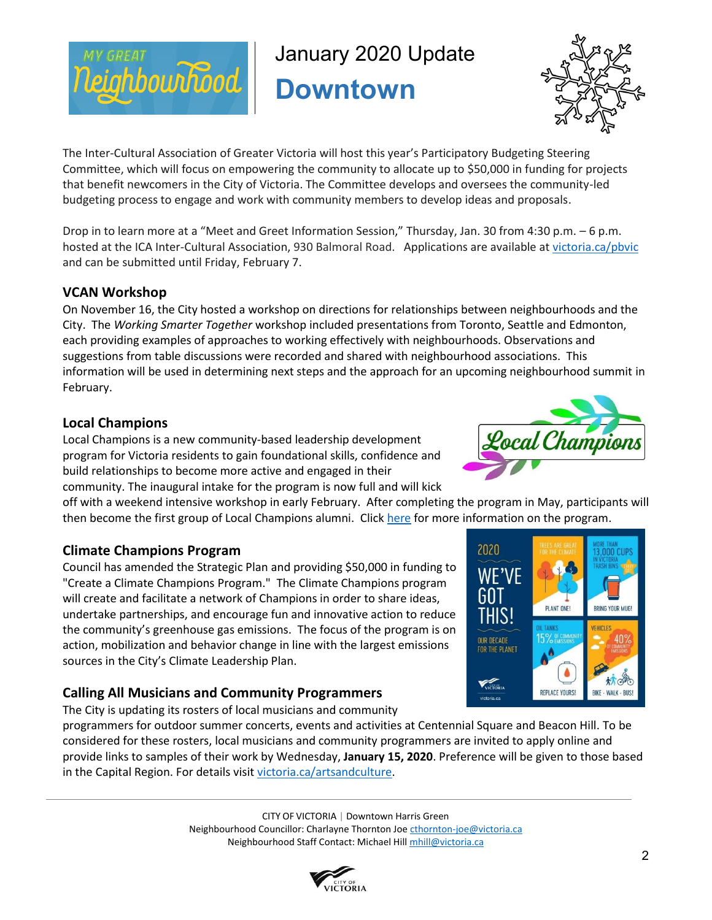# January 2020 Update

## Downtown

The Inter-Cultural Association of Greater Victoria will host this year's Participatory Budgeting Steering Committee, which will focus on empowering the community to allocate up to $50,000 in funding for projects that benefit newcomers in the City of Victoria. The Committee develops and oversees the community-led budgeting process to engage and work with community members to develop ideas and proposals.

Drop in to learn more at a "Meet and Greet Information Session," Thursday, Jan. 30 from 4:30 p.m. – 6 p.m. hosted at the ICA Inter-Cultural Association, 930 Balmoral Road. Applications are available at victoria.ca/pbvic and can be submitted until Friday, February 7.

### VCAN Workshop

On November 16, the City hosted a workshop on directions for relationships between neighbourhoods and the City. The *Working Smarter Together* workshop included presentations from Toronto, Seattle and Edmonton, each providing examples of approaches to working effectively with neighbourhoods. Observations and suggestions from table discussions were recorded and shared with neighbourhood associations. This information will be used in determining next steps and the approach for an upcoming neighbourhood summit in February.

### Local Champions

Local Champions is a new community-based leadership development program for Victoria residents to gain foundational skills, confidence and build relationships to become more active and engaged in their community. The inaugural intake for the program is now full and will kick off with a weekend intensive workshop in early February. After completing the program in May, participants will then become the first group of Local Champions alumni. Click here for more information on the program.

### Climate Champions Program

Council has amended the Strategic Plan and providing $50,000 in funding to "Create a Climate Champions Program." The Climate Champions program will create and facilitate a network of Champions in order to share ideas, undertake partnerships, and encourage fun and innovative action to reduce the community's greenhouse gas emissions. The focus of the program is on action, mobilization and behavior change in line with the largest emissions sources in the City's Climate Leadership Plan.

### Calling All Musicians and Community Programmers

The City is updating its rosters of local musicians and community programmers for outdoor summer concerts, events and activities at Centennial Square and Beacon Hill. To be considered for these rosters, local musicians and community programmers are invited to apply online and provide links to samples of their work by Wednesday, **January 15, 2020**. Preference will be given to those based in the Capital Region. For details visit victoria.ca/artsandculture.

CITY OF VICTORIA | Downtown Harris Green
Neighbourhood Councillor: Charlayne Thornton Joe cthornton-joe@victoria.ca
Neighbourhood Staff Contact: Michael Hill mhill@victoria.ca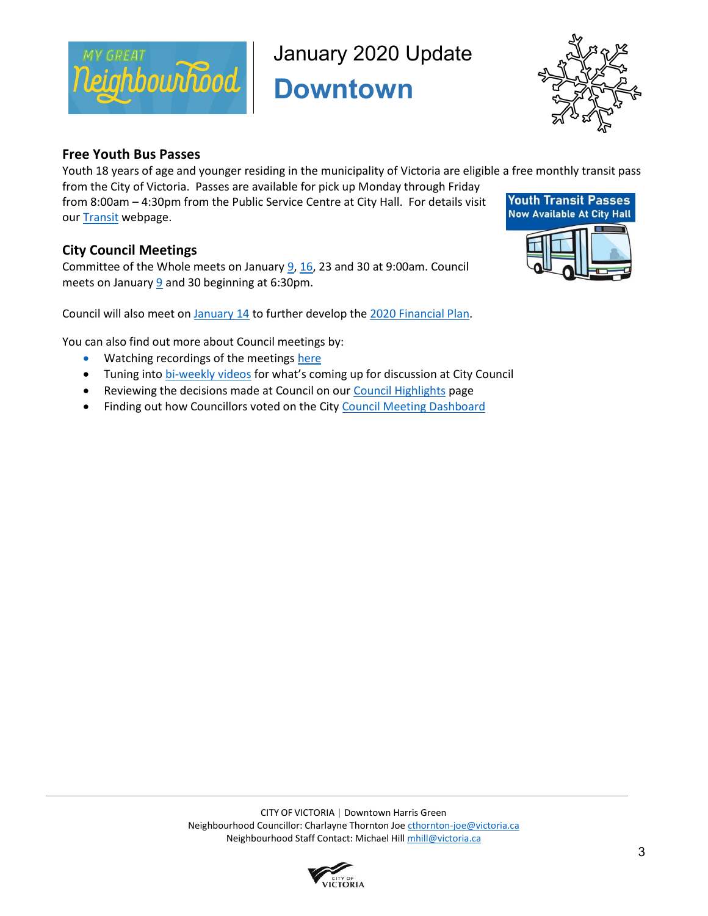# January 2020 Update

## Downtown

### Free Youth Bus Passes

Youth 18 years of age and younger residing in the municipality of Victoria are eligible a free monthly transit pass from the City of Victoria. Passes are available for pick up Monday through Friday from 8:00am – 4:30pm from the Public Service Centre at City Hall. For details visit our Transit webpage.

Youth Transit Passes
Now Available At City Hall

### City Council Meetings

Committee of the Whole meets on January 9, 16, 23 and 30 at 9:00am. Council meets on January 9 and 30 beginning at 6:30pm.

Council will also meet on January 14 to further develop the 2020 Financial Plan.

You can also find out more about Council meetings by:

- Watching recordings of the meetings here
- Tuning into bi-weekly videos for what's coming up for discussion at City Council
- Reviewing the decisions made at Council on our Council Highlights page
- Finding out how Councillors voted on the City Council Meeting Dashboard

CITY OF VICTORIA | Downtown Harris Green
Neighbourhood Councillor: Charlayne Thornton Joe cthornton-joe@victoria.ca
Neighbourhood Staff Contact: Michael Hill mhill@victoria.ca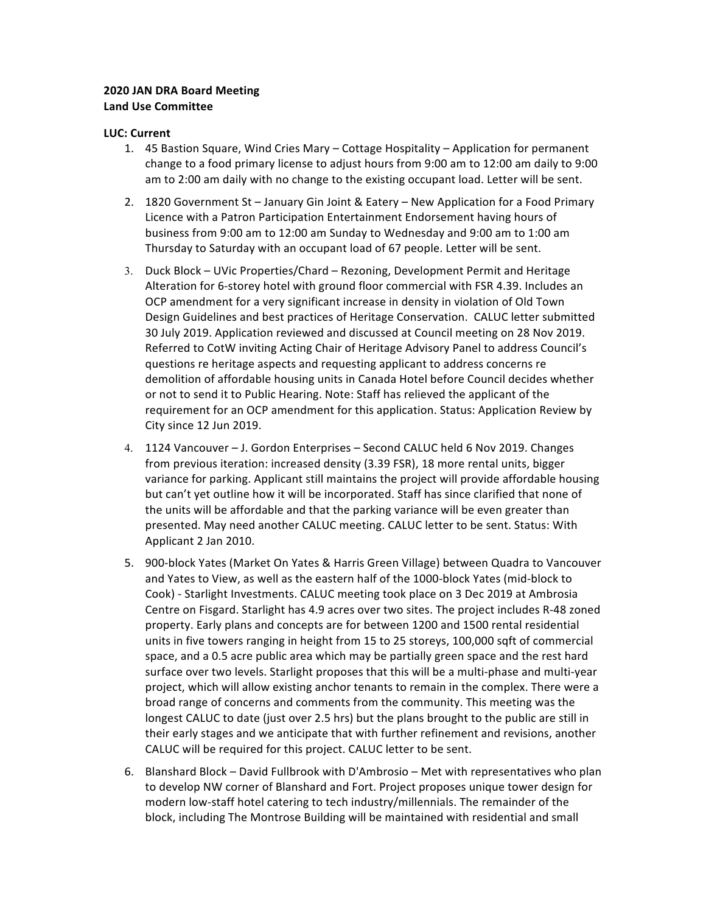**2020 JAN DRA Board Meeting**
**Land Use Committee**

**LUC: Current**

1. 45 Bastion Square, Wind Cries Mary – Cottage Hospitality – Application for permanent change to a food primary license to adjust hours from 9:00 am to 12:00 am daily to 9:00 am to 2:00 am daily with no change to the existing occupant load. Letter will be sent.
2. 1820 Government St – January Gin Joint & Eatery – New Application for a Food Primary Licence with a Patron Participation Entertainment Endorsement having hours of business from 9:00 am to 12:00 am Sunday to Wednesday and 9:00 am to 1:00 am Thursday to Saturday with an occupant load of 67 people. Letter will be sent.
3. Duck Block – UVic Properties/Chard – Rezoning, Development Permit and Heritage Alteration for 6-storey hotel with ground floor commercial with FSR 4.39. Includes an OCP amendment for a very significant increase in density in violation of Old Town Design Guidelines and best practices of Heritage Conservation. CALUC letter submitted 30 July 2019. Application reviewed and discussed at Council meeting on 28 Nov 2019. Referred to CotW inviting Acting Chair of Heritage Advisory Panel to address Council's questions re heritage aspects and requesting applicant to address concerns re demolition of affordable housing units in Canada Hotel before Council decides whether or not to send it to Public Hearing. Note: Staff has relieved the applicant of the requirement for an OCP amendment for this application. Status: Application Review by City since 12 Jun 2019.
4. 1124 Vancouver – J. Gordon Enterprises – Second CALUC held 6 Nov 2019. Changes from previous iteration: increased density (3.39 FSR), 18 more rental units, bigger variance for parking. Applicant still maintains the project will provide affordable housing but can't yet outline how it will be incorporated. Staff has since clarified that none of the units will be affordable and that the parking variance will be even greater than presented. May need another CALUC meeting. CALUC letter to be sent. Status: With Applicant 2 Jan 2010.
5. 900-block Yates (Market On Yates & Harris Green Village) between Quadra to Vancouver and Yates to View, as well as the eastern half of the 1000-block Yates (mid-block to Cook) - Starlight Investments. CALUC meeting took place on 3 Dec 2019 at Ambrosia Centre on Fisgard. Starlight has 4.9 acres over two sites. The project includes R-48 zoned property. Early plans and concepts are for between 1200 and 1500 rental residential units in five towers ranging in height from 15 to 25 storeys, 100,000 sqft of commercial space, and a 0.5 acre public area which may be partially green space and the rest hard surface over two levels. Starlight proposes that this will be a multi-phase and multi-year project, which will allow existing anchor tenants to remain in the complex. There were a broad range of concerns and comments from the community. This meeting was the longest CALUC to date (just over 2.5 hrs) but the plans brought to the public are still in their early stages and we anticipate that with further refinement and revisions, another CALUC will be required for this project. CALUC letter to be sent.
6. Blanshard Block – David Fullbrook with D'Ambrosio – Met with representatives who plan to develop NW corner of Blanshard and Fort. Project proposes unique tower design for modern low-staff hotel catering to tech industry/millennials. The remainder of the block, including The Montrose Building will be maintained with residential and small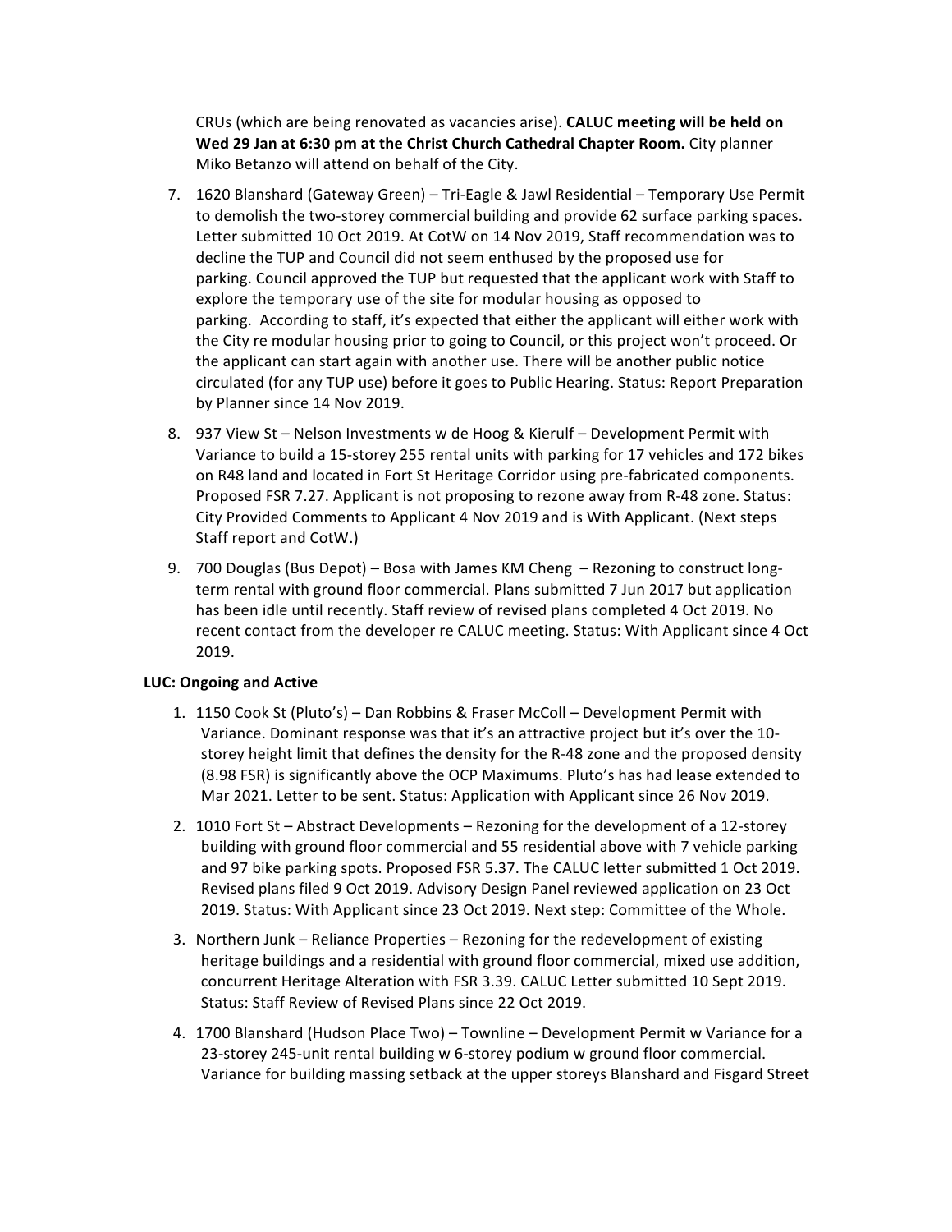CRUs (which are being renovated as vacancies arise). **CALUC meeting will be held on Wed 29 Jan at 6:30 pm at the Christ Church Cathedral Chapter Room.** City planner Miko Betanzo will attend on behalf of the City.

7. 1620 Blanshard (Gateway Green) – Tri-Eagle & Jawl Residential – Temporary Use Permit to demolish the two-storey commercial building and provide 62 surface parking spaces. Letter submitted 10 Oct 2019. At CotW on 14 Nov 2019, Staff recommendation was to decline the TUP and Council did not seem enthused by the proposed use for parking. Council approved the TUP but requested that the applicant work with Staff to explore the temporary use of the site for modular housing as opposed to parking. According to staff, it's expected that either the applicant will either work with the City re modular housing prior to going to Council, or this project won't proceed. Or the applicant can start again with another use. There will be another public notice circulated (for any TUP use) before it goes to Public Hearing. Status: Report Preparation by Planner since 14 Nov 2019.
8. 937 View St – Nelson Investments w de Hoog & Kierulf – Development Permit with Variance to build a 15-storey 255 rental units with parking for 17 vehicles and 172 bikes on R48 land and located in Fort St Heritage Corridor using pre-fabricated components. Proposed FSR 7.27. Applicant is not proposing to rezone away from R-48 zone. Status: City Provided Comments to Applicant 4 Nov 2019 and is With Applicant. (Next steps Staff report and CotW.)
9. 700 Douglas (Bus Depot) – Bosa with James KM Cheng – Rezoning to construct long-term rental with ground floor commercial. Plans submitted 7 Jun 2017 but application has been idle until recently. Staff review of revised plans completed 4 Oct 2019. No recent contact from the developer re CALUC meeting. Status: With Applicant since 4 Oct 2019.

**LUC: Ongoing and Active**

1. 1150 Cook St (Pluto's) – Dan Robbins & Fraser McColl – Development Permit with Variance. Dominant response was that it's an attractive project but it's over the 10-storey height limit that defines the density for the R-48 zone and the proposed density (8.98 FSR) is significantly above the OCP Maximums. Pluto's has had lease extended to Mar 2021. Letter to be sent. Status: Application with Applicant since 26 Nov 2019.
2. 1010 Fort St – Abstract Developments – Rezoning for the development of a 12-storey building with ground floor commercial and 55 residential above with 7 vehicle parking and 97 bike parking spots. Proposed FSR 5.37. The CALUC letter submitted 1 Oct 2019. Revised plans filed 9 Oct 2019. Advisory Design Panel reviewed application on 23 Oct 2019. Status: With Applicant since 23 Oct 2019. Next step: Committee of the Whole.
3. Northern Junk – Reliance Properties – Rezoning for the redevelopment of existing heritage buildings and a residential with ground floor commercial, mixed use addition, concurrent Heritage Alteration with FSR 3.39. CALUC Letter submitted 10 Sept 2019. Status: Staff Review of Revised Plans since 22 Oct 2019.
4. 1700 Blanshard (Hudson Place Two) – Townline – Development Permit w Variance for a 23-storey 245-unit rental building w 6-storey podium w ground floor commercial. Variance for building massing setback at the upper storeys Blanshard and Fisgard Street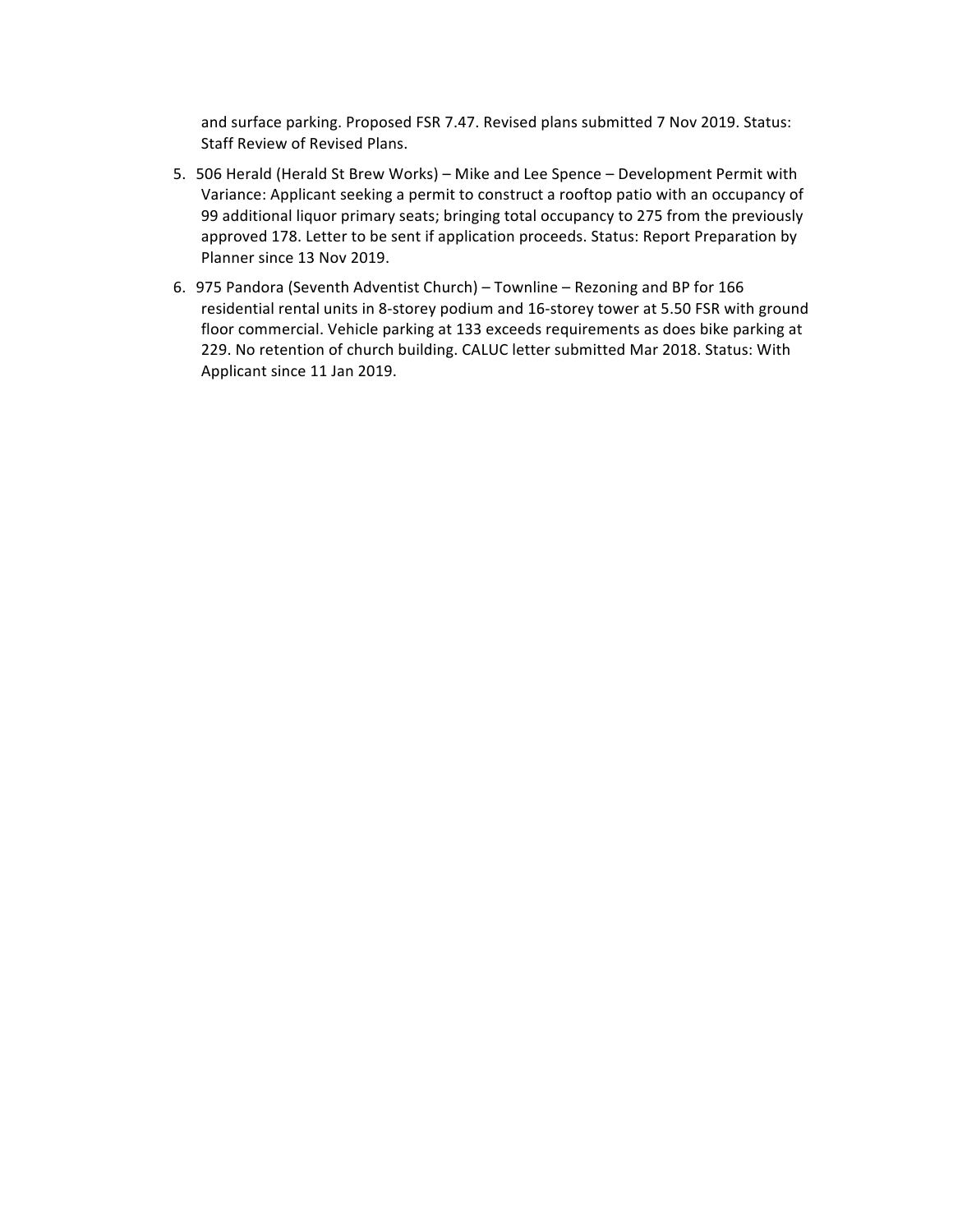and surface parking. Proposed FSR 7.47. Revised plans submitted 7 Nov 2019. Status: Staff Review of Revised Plans.

5. 506 Herald (Herald St Brew Works) – Mike and Lee Spence – Development Permit with Variance: Applicant seeking a permit to construct a rooftop patio with an occupancy of 99 additional liquor primary seats; bringing total occupancy to 275 from the previously approved 178. Letter to be sent if application proceeds. Status: Report Preparation by Planner since 13 Nov 2019.
6. 975 Pandora (Seventh Adventist Church) – Townline – Rezoning and BP for 166 residential rental units in 8-storey podium and 16-storey tower at 5.50 FSR with ground floor commercial. Vehicle parking at 133 exceeds requirements as does bike parking at 229. No retention of church building. CALUC letter submitted Mar 2018. Status: With Applicant since 11 Jan 2019.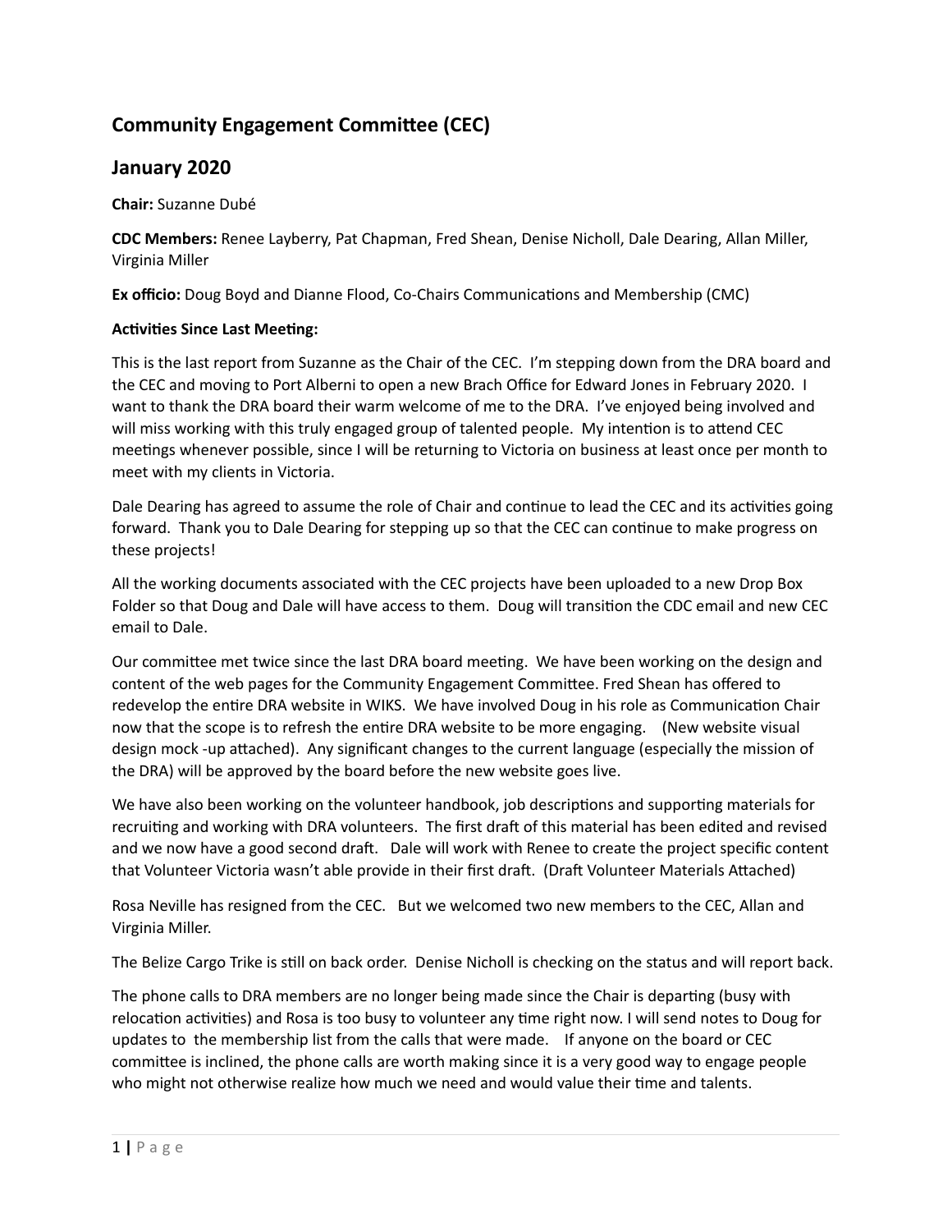## Community Engagement Committee (CEC)

## January 2020

**Chair:** Suzanne Dubé

**CDC Members:** Renee Layberry, Pat Chapman, Fred Shean, Denise Nicholl, Dale Dearing, Allan Miller, Virginia Miller

**Ex officio:** Doug Boyd and Dianne Flood, Co-Chairs Communications and Membership (CMC)

**Activities Since Last Meeting:**

This is the last report from Suzanne as the Chair of the CEC. I'm stepping down from the DRA board and the CEC and moving to Port Alberni to open a new Brach Office for Edward Jones in February 2020. I want to thank the DRA board their warm welcome of me to the DRA. I've enjoyed being involved and will miss working with this truly engaged group of talented people. My intention is to attend CEC meetings whenever possible, since I will be returning to Victoria on business at least once per month to meet with my clients in Victoria.

Dale Dearing has agreed to assume the role of Chair and continue to lead the CEC and its activities going forward. Thank you to Dale Dearing for stepping up so that the CEC can continue to make progress on these projects!

All the working documents associated with the CEC projects have been uploaded to a new Drop Box Folder so that Doug and Dale will have access to them. Doug will transition the CDC email and new CEC email to Dale.

Our committee met twice since the last DRA board meeting. We have been working on the design and content of the web pages for the Community Engagement Committee. Fred Shean has offered to redevelop the entire DRA website in WIKS. We have involved Doug in his role as Communication Chair now that the scope is to refresh the entire DRA website to be more engaging. (New website visual design mock -up attached). Any significant changes to the current language (especially the mission of the DRA) will be approved by the board before the new website goes live.

We have also been working on the volunteer handbook, job descriptions and supporting materials for recruiting and working with DRA volunteers. The first draft of this material has been edited and revised and we now have a good second draft. Dale will work with Renee to create the project specific content that Volunteer Victoria wasn't able provide in their first draft. (Draft Volunteer Materials Attached)

Rosa Neville has resigned from the CEC. But we welcomed two new members to the CEC, Allan and Virginia Miller.

The Belize Cargo Trike is still on back order. Denise Nicholl is checking on the status and will report back.

The phone calls to DRA members are no longer being made since the Chair is departing (busy with relocation activities) and Rosa is too busy to volunteer any time right now. I will send notes to Doug for updates to the membership list from the calls that were made. If anyone on the board or CEC committee is inclined, the phone calls are worth making since it is a very good way to engage people who might not otherwise realize how much we need and would value their time and talents.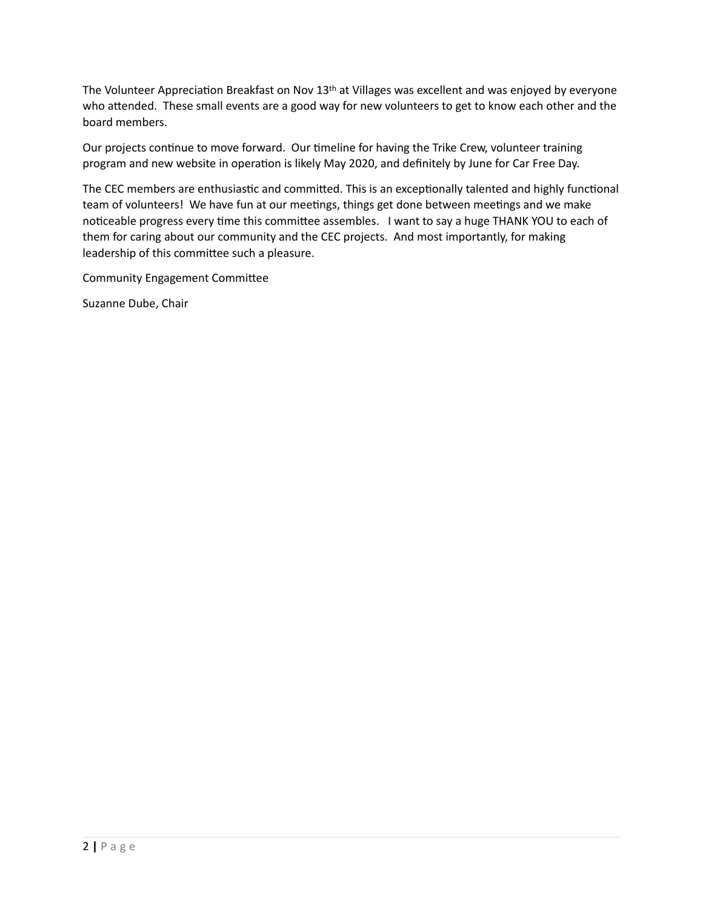The Volunteer Appreciation Breakfast on Nov 13th at Villages was excellent and was enjoyed by everyone who attended. These small events are a good way for new volunteers to get to know each other and the board members.

Our projects continue to move forward. Our timeline for having the Trike Crew, volunteer training program and new website in operation is likely May 2020, and definitely by June for Car Free Day.

The CEC members are enthusiastic and committed. This is an exceptionally talented and highly functional team of volunteers! We have fun at our meetings, things get done between meetings and we make noticeable progress every time this committee assembles. I want to say a huge THANK YOU to each of them for caring about our community and the CEC projects. And most importantly, for making leadership of this committee such a pleasure.

Community Engagement Committee

Suzanne Dube, Chair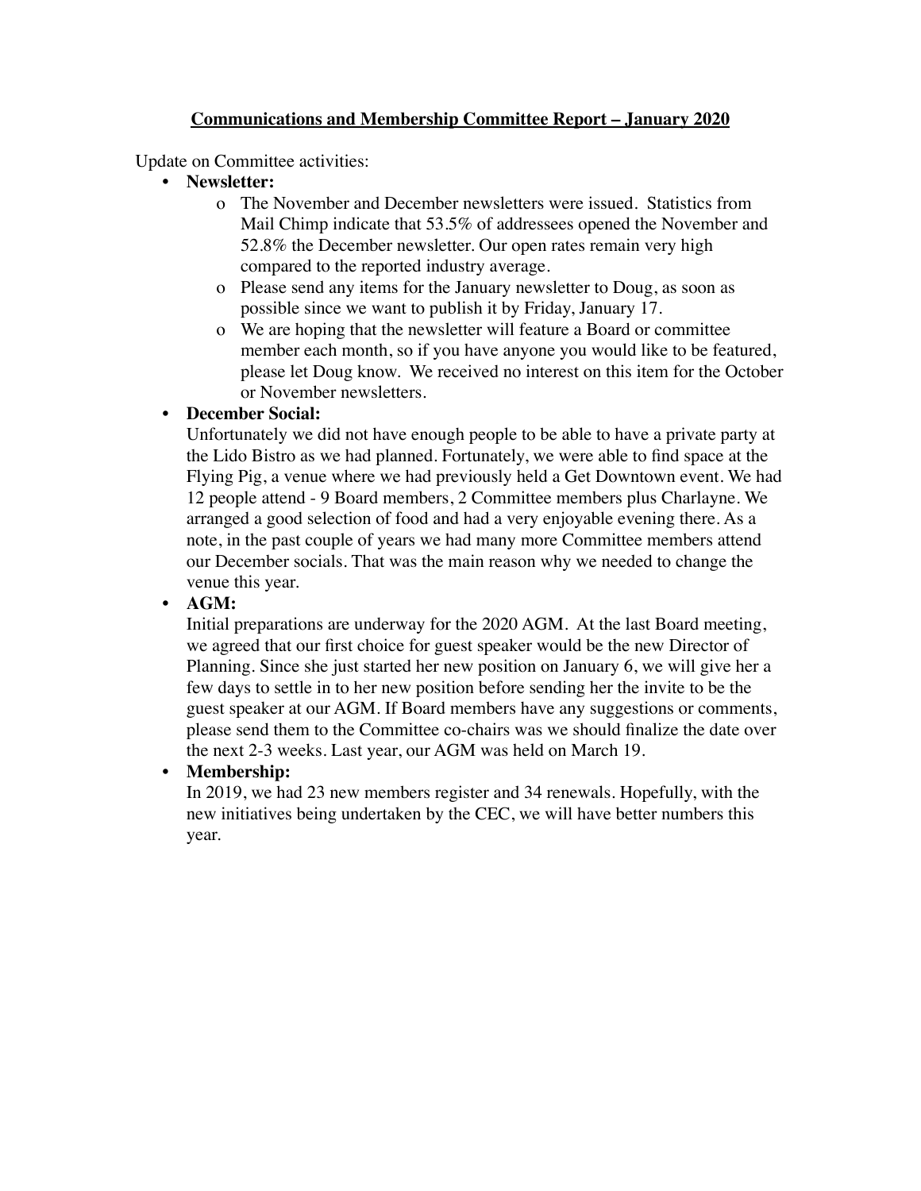## Communications and Membership Committee Report – January 2020

Update on Committee activities:

- **Newsletter:**
  - The November and December newsletters were issued. Statistics from Mail Chimp indicate that 53.5% of addressees opened the November and 52.8% the December newsletter. Our open rates remain very high compared to the reported industry average.
  - Please send any items for the January newsletter to Doug, as soon as possible since we want to publish it by Friday, January 17.
  - We are hoping that the newsletter will feature a Board or committee member each month, so if you have anyone you would like to be featured, please let Doug know. We received no interest on this item for the October or November newsletters.
- **December Social:**
  Unfortunately we did not have enough people to be able to have a private party at the Lido Bistro as we had planned. Fortunately, we were able to find space at the Flying Pig, a venue where we had previously held a Get Downtown event. We had 12 people attend - 9 Board members, 2 Committee members plus Charlayne. We arranged a good selection of food and had a very enjoyable evening there. As a note, in the past couple of years we had many more Committee members attend our December socials. That was the main reason why we needed to change the venue this year.
- **AGM:**
  Initial preparations are underway for the 2020 AGM. At the last Board meeting, we agreed that our first choice for guest speaker would be the new Director of Planning. Since she just started her new position on January 6, we will give her a few days to settle in to her new position before sending her the invite to be the guest speaker at our AGM. If Board members have any suggestions or comments, please send them to the Committee co-chairs was we should finalize the date over the next 2-3 weeks. Last year, our AGM was held on March 19.
- **Membership:**
  In 2019, we had 23 new members register and 34 renewals. Hopefully, with the new initiatives being undertaken by the CEC, we will have better numbers this year.